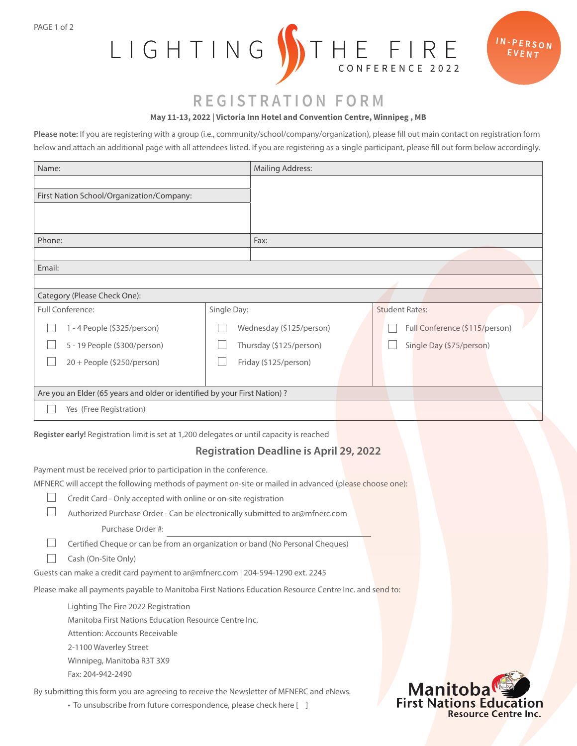# LIGHTING THE FIRE
CONFERENCE 2022

IN-PERSON EVENT

## REGISTRATION FORM

**May 11-13, 2022 | Victoria Inn Hotel and Convention Centre, Winnipeg , MB**

**Please note:** If you are registering with a group (i.e., community/school/company/organization), please fill out main contact on registration form below and attach an additional page with all attendees listed. If you are registering as a single participant, please fill out form below accordingly.

| Name: | Mailing Address: |
|---|---|
| | |
| First Nation School/Organization/Company: | |
| | |
| Phone: | Fax: |
| | |
| Email: | |
| | |

Category (Please Check One):

| Full Conference: | Single Day: | Student Rates: |
|---|---|---|
| ☐ 1 - 4 People ($325/person) | ☐ Wednesday ($125/person) | ☐ Full Conference ($115/person) |
| ☐ 5 - 19 People ($300/person) | ☐ Thursday ($125/person) | ☐ Single Day ($75/person) |
| ☐ 20 + People ($250/person) | ☐ Friday ($125/person) | |

Are you an Elder (65 years and older or identified by your First Nation) ?

☐ Yes (Free Registration)

**Register early!** Registration limit is set at 1,200 delegates or until capacity is reached

### Registration Deadline is April 29, 2022

Payment must be received prior to participation in the conference.

MFNERC will accept the following methods of payment on-site or mailed in advanced (please choose one):

- ☐ Credit Card - Only accepted with online or on-site registration
- ☐ Authorized Purchase Order - Can be electronically submitted to ar@mfnerc.com
  
  Purchase Order #: ______________________
- ☐ Certified Cheque or can be from an organization or band (No Personal Cheques)
- ☐ Cash (On-Site Only)

Guests can make a credit card payment to ar@mfnerc.com | 204-594-1290 ext. 2245

Please make all payments payable to Manitoba First Nations Education Resource Centre Inc. and send to:

Lighting The Fire 2022 Registration  
Manitoba First Nations Education Resource Centre Inc.  
Attention: Accounts Receivable  
2-1100 Waverley Street  
Winnipeg, Manitoba R3T 3X9  
Fax: 204-942-2490

By submitting this form you are agreeing to receive the Newsletter of MFNERC and eNews.

- To unsubscribe from future correspondence, please check here [ ]

Manitoba First Nations Education Resource Centre Inc.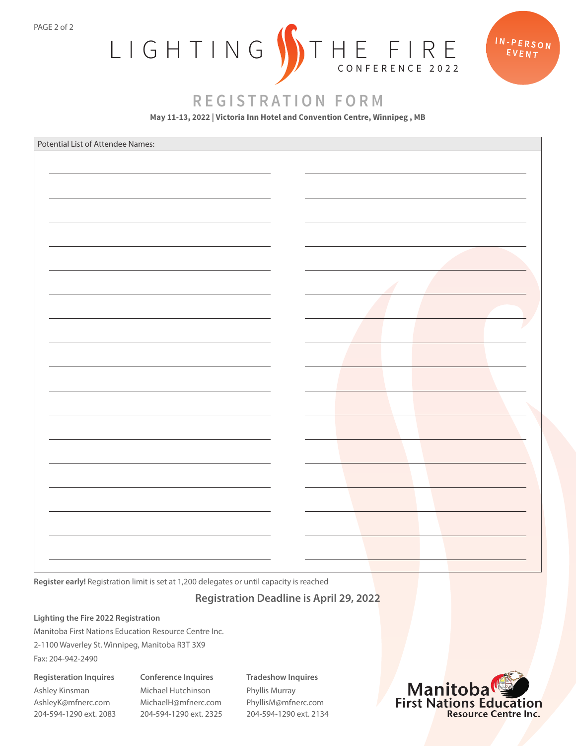# LIGHTING THE FIRE CONFERENCE 2022

IN-PERSON EVENT

## REGISTRATION FORM

**May 11-13, 2022 | Victoria Inn Hotel and Convention Centre, Winnipeg , MB**

| Potential List of Attendee Names: | |
|---|---|
| | |
| | |
| | |
| | |
| | |
| | |
| | |
| | |
| | |
| | |
| | |
| | |
| | |
| | |
| | |
| | |
| | |

**Register early!** Registration limit is set at 1,200 delegates or until capacity is reached

**Registration Deadline is April 29, 2022**

**Lighting the Fire 2022 Registration**

Manitoba First Nations Education Resource Centre Inc.

2-1100 Waverley St. Winnipeg, Manitoba R3T 3X9

Fax: 204-942-2490

**Registeration Inquires**

Ashley Kinsman

AshleyK@mfnerc.com

204-594-1290 ext. 2083

**Conference Inquires**

Michael Hutchinson

MichaelH@mfnerc.com

204-594-1290 ext. 2325

**Tradeshow Inquires**

Phyllis Murray

PhyllisM@mfnerc.com

204-594-1290 ext. 2134

Manitoba First Nations Education Resource Centre Inc.